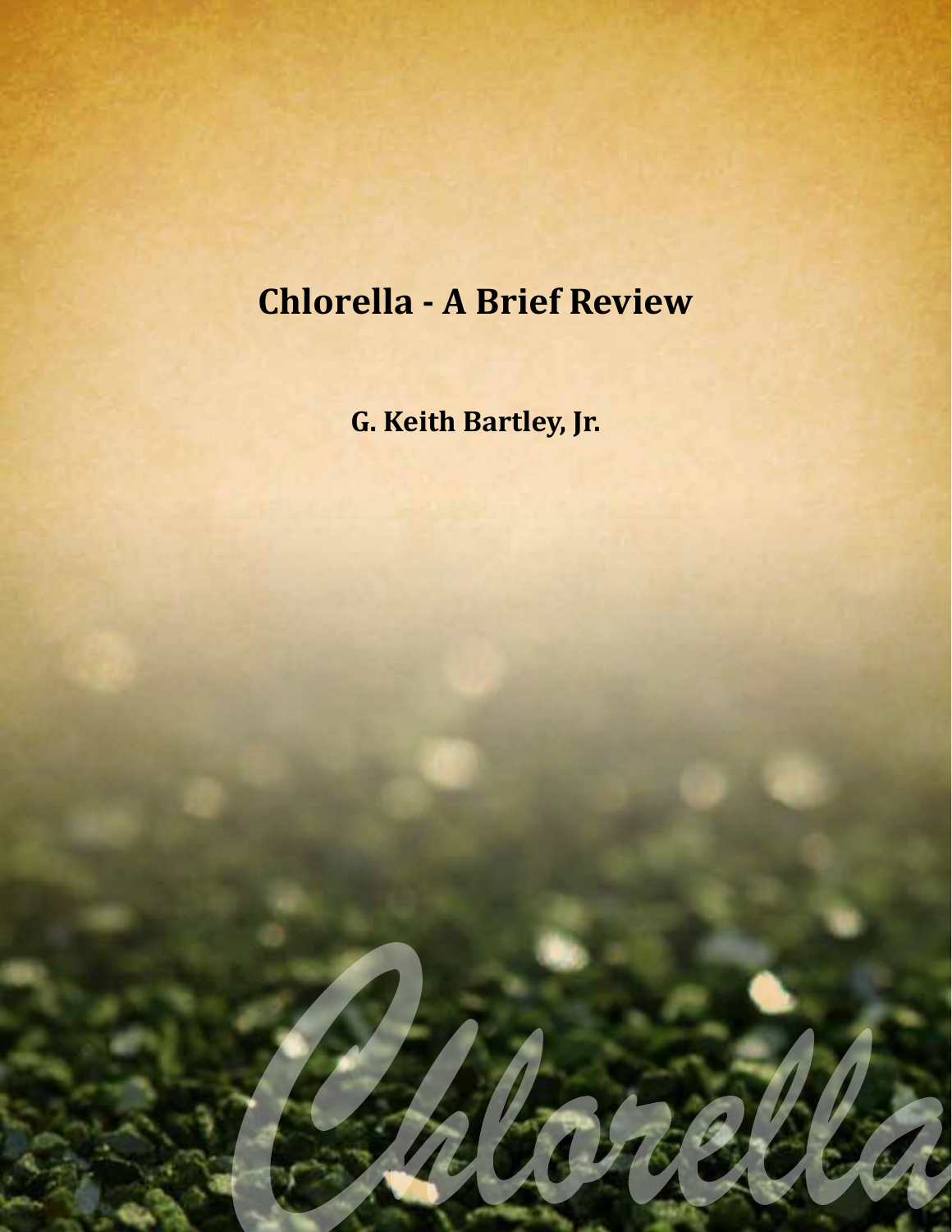# Chlorella - A Brief Review

**G. Keith Bartley, Jr.**

Chlorella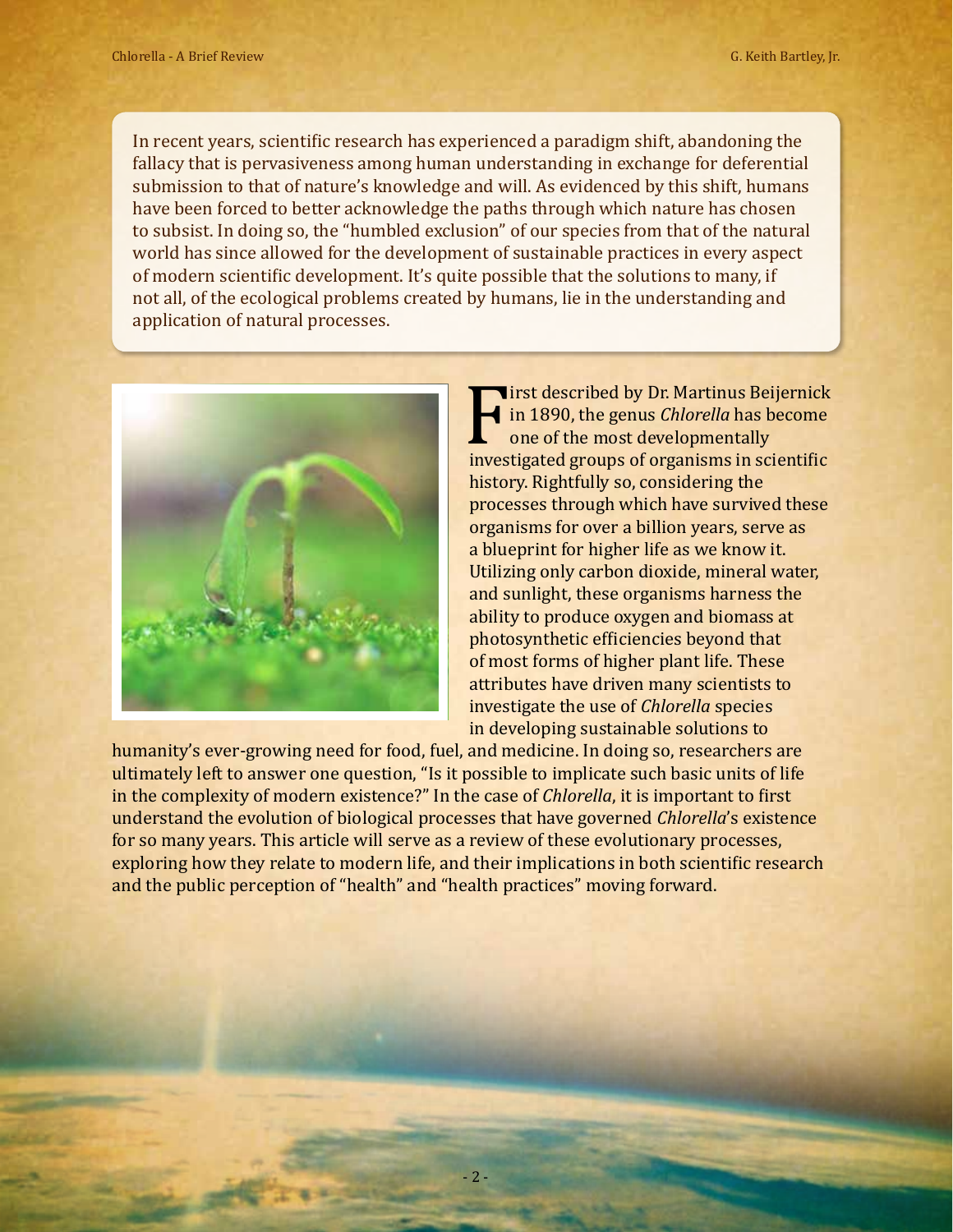In recent years, scientific research has experienced a paradigm shift, abandoning the fallacy that is pervasiveness among human understanding in exchange for deferential submission to that of nature's knowledge and will. As evidenced by this shift, humans have been forced to better acknowledge the paths through which nature has chosen to subsist. In doing so, the "humbled exclusion" of our species from that of the natural world has since allowed for the development of sustainable practices in every aspect of modern scientific development. It's quite possible that the solutions to many, if not all, of the ecological problems created by humans, lie in the understanding and application of natural processes.

First described by Dr. Martinus Beijernick in 1890, the genus *Chlorella* has become one of the most developmentally investigated groups of organisms in scientific history. Rightfully so, considering the processes through which have survived these organisms for over a billion years, serve as a blueprint for higher life as we know it. Utilizing only carbon dioxide, mineral water, and sunlight, these organisms harness the ability to produce oxygen and biomass at photosynthetic efficiencies beyond that of most forms of higher plant life. These attributes have driven many scientists to investigate the use of *Chlorella* species in developing sustainable solutions to humanity's ever-growing need for food, fuel, and medicine. In doing so, researchers are ultimately left to answer one question, "Is it possible to implicate such basic units of life in the complexity of modern existence?" In the case of *Chlorella*, it is important to first understand the evolution of biological processes that have governed *Chlorella*'s existence for so many years. This article will serve as a review of these evolutionary processes, exploring how they relate to modern life, and their implications in both scientific research and the public perception of "health" and "health practices" moving forward.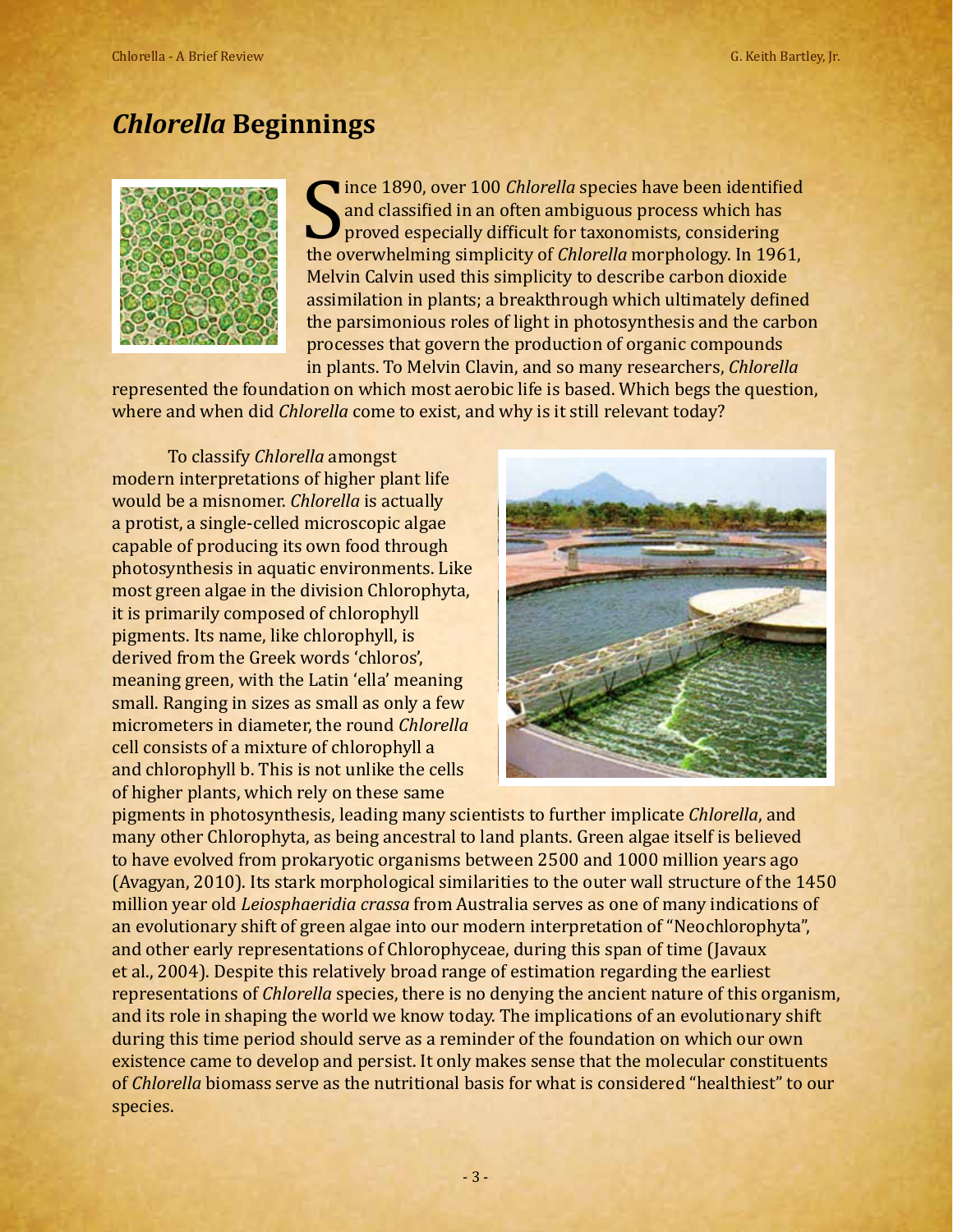# *Chlorella* Beginnings

Since 1890, over 100 *Chlorella* species have been identified and classified in an often ambiguous process which has proved especially difficult for taxonomists, considering the overwhelming simplicity of *Chlorella* morphology. In 1961, Melvin Calvin used this simplicity to describe carbon dioxide assimilation in plants; a breakthrough which ultimately defined the parsimonious roles of light in photosynthesis and the carbon processes that govern the production of organic compounds in plants. To Melvin Clavin, and so many researchers, *Chlorella* represented the foundation on which most aerobic life is based. Which begs the question, where and when did *Chlorella* come to exist, and why is it still relevant today?

To classify *Chlorella* amongst modern interpretations of higher plant life would be a misnomer. *Chlorella* is actually a protist, a single-celled microscopic algae capable of producing its own food through photosynthesis in aquatic environments. Like most green algae in the division Chlorophyta, it is primarily composed of chlorophyll pigments. Its name, like chlorophyll, is derived from the Greek words 'chloros', meaning green, with the Latin 'ella' meaning small. Ranging in sizes as small as only a few micrometers in diameter, the round *Chlorella* cell consists of a mixture of chlorophyll a and chlorophyll b. This is not unlike the cells of higher plants, which rely on these same pigments in photosynthesis, leading many scientists to further implicate *Chlorella*, and many other Chlorophyta, as being ancestral to land plants. Green algae itself is believed to have evolved from prokaryotic organisms between 2500 and 1000 million years ago (Avagyan, 2010). Its stark morphological similarities to the outer wall structure of the 1450 million year old *Leiosphaeridia crassa* from Australia serves as one of many indications of an evolutionary shift of green algae into our modern interpretation of "Neochlorophyta", and other early representations of Chlorophyceae, during this span of time (Javaux et al., 2004). Despite this relatively broad range of estimation regarding the earliest representations of *Chlorella* species, there is no denying the ancient nature of this organism, and its role in shaping the world we know today. The implications of an evolutionary shift during this time period should serve as a reminder of the foundation on which our own existence came to develop and persist. It only makes sense that the molecular constituents of *Chlorella* biomass serve as the nutritional basis for what is considered "healthiest" to our species.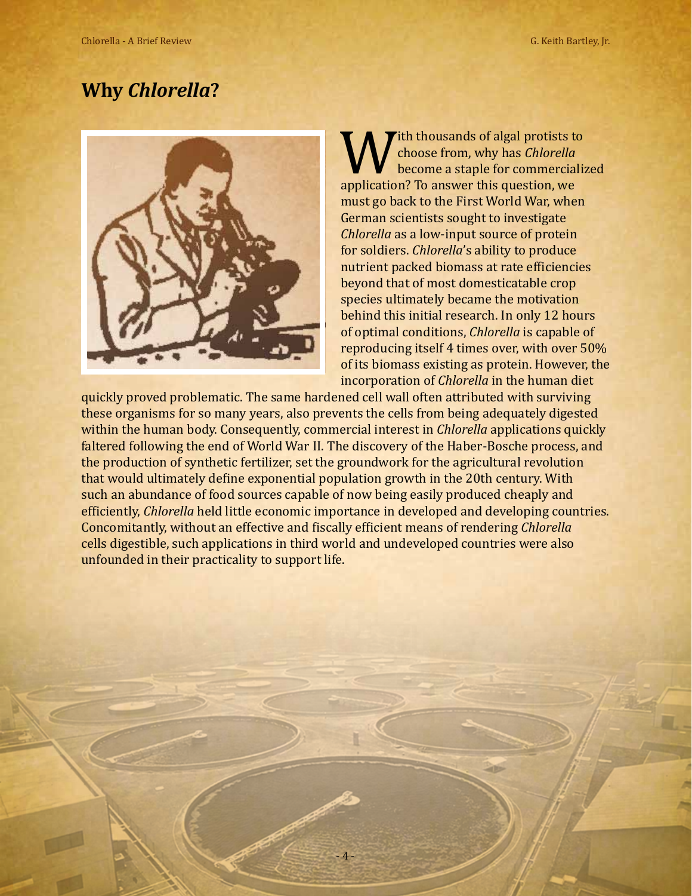## Why *Chlorella*?

With thousands of algal protists to choose from, why has *Chlorella* become a staple for commercialized application? To answer this question, we must go back to the First World War, when German scientists sought to investigate *Chlorella* as a low-input source of protein for soldiers. *Chlorella*'s ability to produce nutrient packed biomass at rate efficiencies beyond that of most domesticatable crop species ultimately became the motivation behind this initial research. In only 12 hours of optimal conditions, *Chlorella* is capable of reproducing itself 4 times over, with over 50% of its biomass existing as protein. However, the incorporation of *Chlorella* in the human diet quickly proved problematic. The same hardened cell wall often attributed with surviving these organisms for so many years, also prevents the cells from being adequately digested within the human body. Consequently, commercial interest in *Chlorella* applications quickly faltered following the end of World War II. The discovery of the Haber-Bosche process, and the production of synthetic fertilizer, set the groundwork for the agricultural revolution that would ultimately define exponential population growth in the 20th century. With such an abundance of food sources capable of now being easily produced cheaply and efficiently, *Chlorella* held little economic importance in developed and developing countries. Concomitantly, without an effective and fiscally efficient means of rendering *Chlorella* cells digestible, such applications in third world and undeveloped countries were also unfounded in their practicality to support life.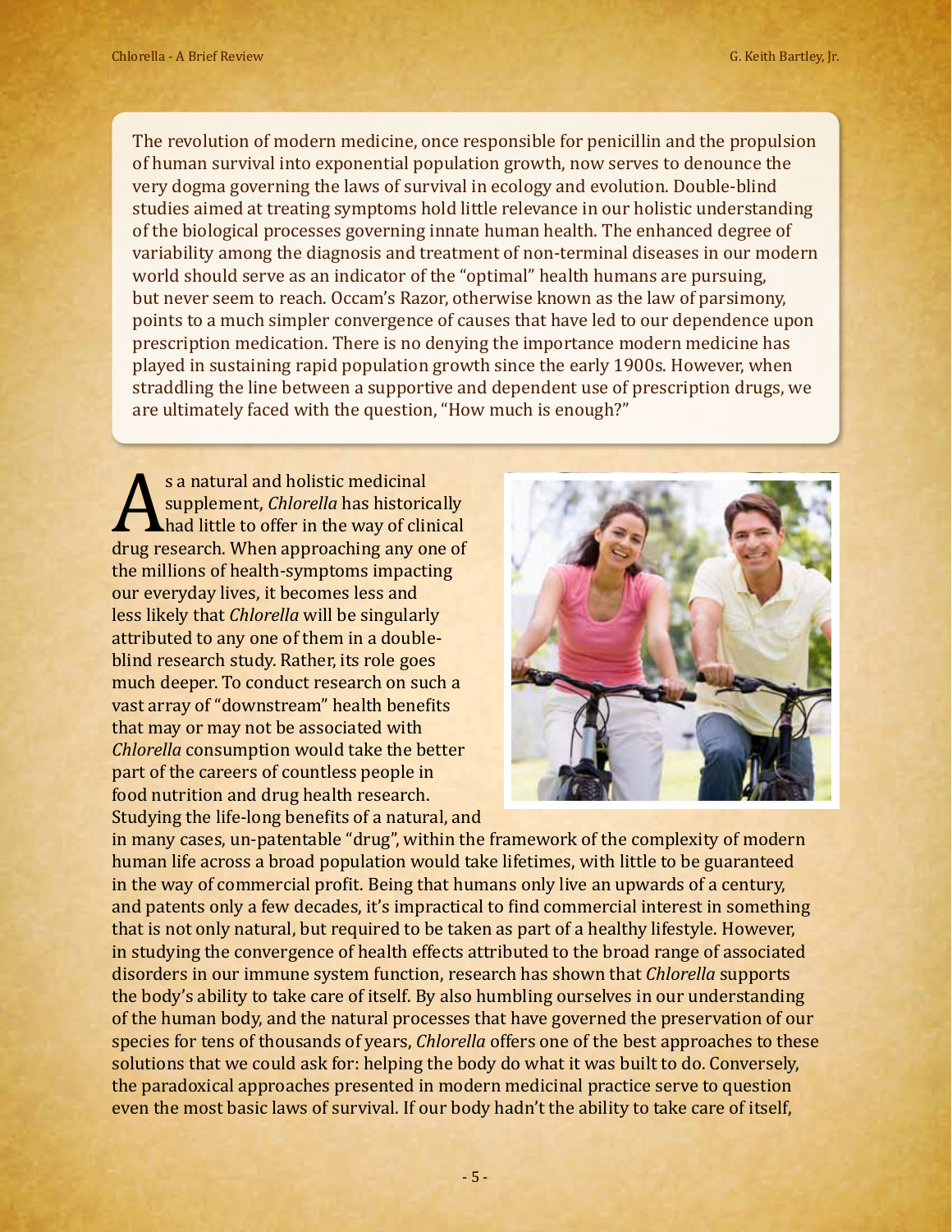The revolution of modern medicine, once responsible for penicillin and the propulsion of human survival into exponential population growth, now serves to denounce the very dogma governing the laws of survival in ecology and evolution. Double-blind studies aimed at treating symptoms hold little relevance in our holistic understanding of the biological processes governing innate human health. The enhanced degree of variability among the diagnosis and treatment of non-terminal diseases in our modern world should serve as an indicator of the "optimal" health humans are pursuing, but never seem to reach. Occam's Razor, otherwise known as the law of parsimony, points to a much simpler convergence of causes that have led to our dependence upon prescription medication. There is no denying the importance modern medicine has played in sustaining rapid population growth since the early 1900s. However, when straddling the line between a supportive and dependent use of prescription drugs, we are ultimately faced with the question, "How much is enough?"

As a natural and holistic medicinal supplement, *Chlorella* has historically had little to offer in the way of clinical drug research. When approaching any one of the millions of health-symptoms impacting our everyday lives, it becomes less and less likely that *Chlorella* will be singularly attributed to any one of them in a double-blind research study. Rather, its role goes much deeper. To conduct research on such a vast array of "downstream" health benefits that may or may not be associated with *Chlorella* consumption would take the better part of the careers of countless people in food nutrition and drug health research. Studying the life-long benefits of a natural, and in many cases, un-patentable "drug", within the framework of the complexity of modern human life across a broad population would take lifetimes, with little to be guaranteed in the way of commercial profit. Being that humans only live an upwards of a century, and patents only a few decades, it's impractical to find commercial interest in something that is not only natural, but required to be taken as part of a healthy lifestyle. However, in studying the convergence of health effects attributed to the broad range of associated disorders in our immune system function, research has shown that *Chlorella* supports the body's ability to take care of itself. By also humbling ourselves in our understanding of the human body, and the natural processes that have governed the preservation of our species for tens of thousands of years, *Chlorella* offers one of the best approaches to these solutions that we could ask for: helping the body do what it was built to do. Conversely, the paradoxical approaches presented in modern medicinal practice serve to question even the most basic laws of survival. If our body hadn't the ability to take care of itself,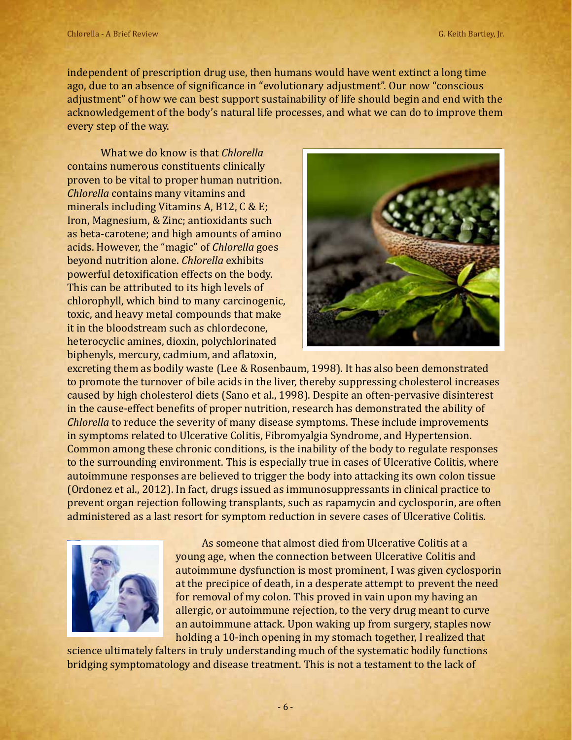independent of prescription drug use, then humans would have went extinct a long time ago, due to an absence of significance in "evolutionary adjustment". Our now "conscious adjustment" of how we can best support sustainability of life should begin and end with the acknowledgement of the body's natural life processes, and what we can do to improve them every step of the way.

What we do know is that *Chlorella* contains numerous constituents clinically proven to be vital to proper human nutrition. *Chlorella* contains many vitamins and minerals including Vitamins A, B12, C & E; Iron, Magnesium, & Zinc; antioxidants such as beta-carotene; and high amounts of amino acids. However, the "magic" of *Chlorella* goes beyond nutrition alone. *Chlorella* exhibits powerful detoxification effects on the body. This can be attributed to its high levels of chlorophyll, which bind to many carcinogenic, toxic, and heavy metal compounds that make it in the bloodstream such as chlordecone, heterocyclic amines, dioxin, polychlorinated biphenyls, mercury, cadmium, and aflatoxin, excreting them as bodily waste (Lee & Rosenbaum, 1998). It has also been demonstrated to promote the turnover of bile acids in the liver, thereby suppressing cholesterol increases caused by high cholesterol diets (Sano et al., 1998). Despite an often-pervasive disinterest in the cause-effect benefits of proper nutrition, research has demonstrated the ability of *Chlorella* to reduce the severity of many disease symptoms. These include improvements in symptoms related to Ulcerative Colitis, Fibromyalgia Syndrome, and Hypertension. Common among these chronic conditions, is the inability of the body to regulate responses to the surrounding environment. This is especially true in cases of Ulcerative Colitis, where autoimmune responses are believed to trigger the body into attacking its own colon tissue (Ordonez et al., 2012). In fact, drugs issued as immunosuppressants in clinical practice to prevent organ rejection following transplants, such as rapamycin and cyclosporin, are often administered as a last resort for symptom reduction in severe cases of Ulcerative Colitis.

As someone that almost died from Ulcerative Colitis at a young age, when the connection between Ulcerative Colitis and autoimmune dysfunction is most prominent, I was given cyclosporin at the precipice of death, in a desperate attempt to prevent the need for removal of my colon. This proved in vain upon my having an allergic, or autoimmune rejection, to the very drug meant to curve an autoimmune attack. Upon waking up from surgery, staples now holding a 10-inch opening in my stomach together, I realized that science ultimately falters in truly understanding much of the systematic bodily functions bridging symptomatology and disease treatment. This is not a testament to the lack of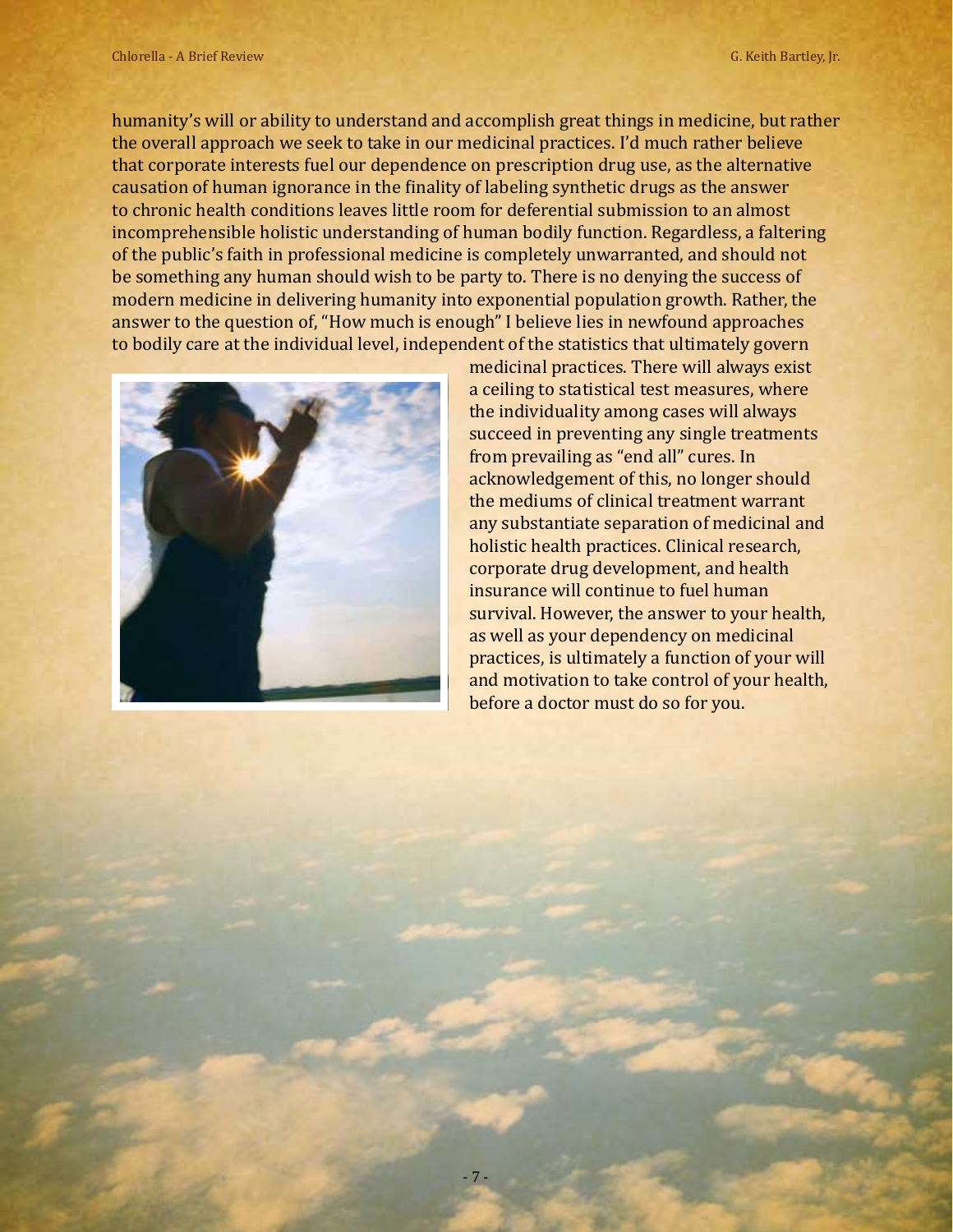humanity's will or ability to understand and accomplish great things in medicine, but rather the overall approach we seek to take in our medicinal practices. I'd much rather believe that corporate interests fuel our dependence on prescription drug use, as the alternative causation of human ignorance in the finality of labeling synthetic drugs as the answer to chronic health conditions leaves little room for deferential submission to an almost incomprehensible holistic understanding of human bodily function. Regardless, a faltering of the public's faith in professional medicine is completely unwarranted, and should not be something any human should wish to be party to. There is no denying the success of modern medicine in delivering humanity into exponential population growth. Rather, the answer to the question of, "How much is enough" I believe lies in newfound approaches to bodily care at the individual level, independent of the statistics that ultimately govern medicinal practices. There will always exist a ceiling to statistical test measures, where the individuality among cases will always succeed in preventing any single treatments from prevailing as "end all" cures. In acknowledgement of this, no longer should the mediums of clinical treatment warrant any substantiate separation of medicinal and holistic health practices. Clinical research, corporate drug development, and health insurance will continue to fuel human survival. However, the answer to your health, as well as your dependency on medicinal practices, is ultimately a function of your will and motivation to take control of your health, before a doctor must do so for you.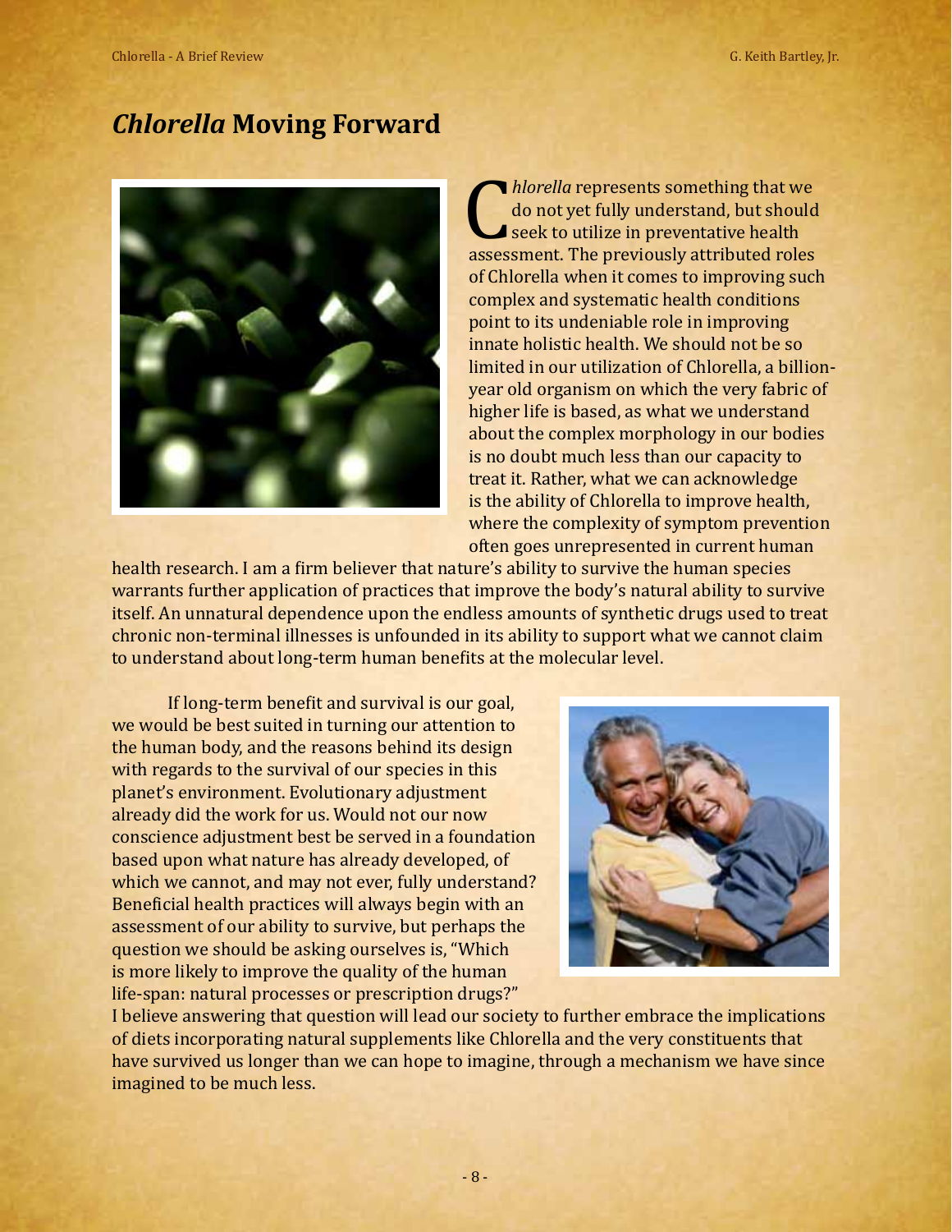## *Chlorella* Moving Forward

*Chlorella* represents something that we do not yet fully understand, but should seek to utilize in preventative health assessment. The previously attributed roles of Chlorella when it comes to improving such complex and systematic health conditions point to its undeniable role in improving innate holistic health. We should not be so limited in our utilization of Chlorella, a billion-year old organism on which the very fabric of higher life is based, as what we understand about the complex morphology in our bodies is no doubt much less than our capacity to treat it. Rather, what we can acknowledge is the ability of Chlorella to improve health, where the complexity of symptom prevention often goes unrepresented in current human health research. I am a firm believer that nature's ability to survive the human species warrants further application of practices that improve the body's natural ability to survive itself. An unnatural dependence upon the endless amounts of synthetic drugs used to treat chronic non-terminal illnesses is unfounded in its ability to support what we cannot claim to understand about long-term human benefits at the molecular level.

If long-term benefit and survival is our goal, we would be best suited in turning our attention to the human body, and the reasons behind its design with regards to the survival of our species in this planet's environment. Evolutionary adjustment already did the work for us. Would not our now conscience adjustment best be served in a foundation based upon what nature has already developed, of which we cannot, and may not ever, fully understand? Beneficial health practices will always begin with an assessment of our ability to survive, but perhaps the question we should be asking ourselves is, "Which is more likely to improve the quality of the human life-span: natural processes or prescription drugs?" I believe answering that question will lead our society to further embrace the implications of diets incorporating natural supplements like Chlorella and the very constituents that have survived us longer than we can hope to imagine, through a mechanism we have since imagined to be much less.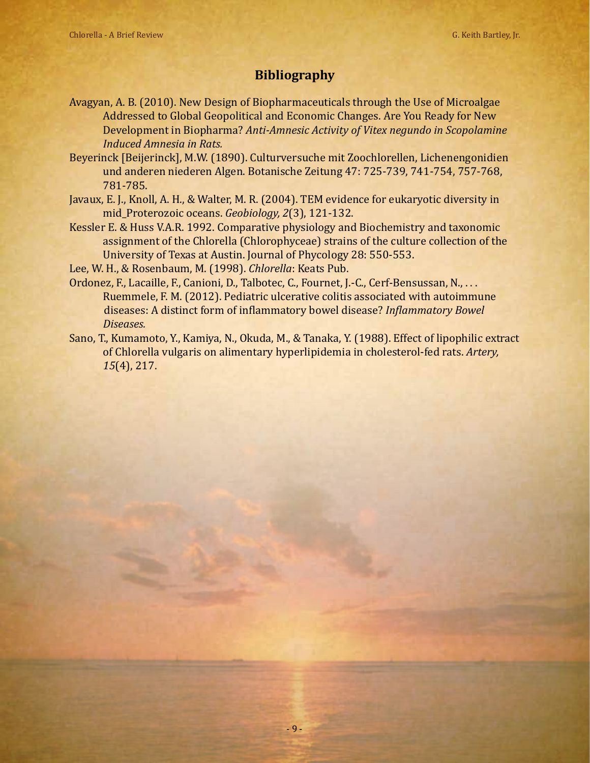## Bibliography

Avagyan, A. B. (2010). New Design of Biopharmaceuticals through the Use of Microalgae Addressed to Global Geopolitical and Economic Changes. Are You Ready for New Development in Biopharma? *Anti-Amnesic Activity of Vitex negundo in Scopolamine Induced Amnesia in Rats.*

Beyerinck [Beijerinck], M.W. (1890). Culturversuche mit Zoochlorellen, Lichenengonidien und anderen niederen Algen. Botanische Zeitung 47: 725-739, 741-754, 757-768, 781-785.

Javaux, E. J., Knoll, A. H., & Walter, M. R. (2004). TEM evidence for eukaryotic diversity in mid_Proterozoic oceans. *Geobiology, 2*(3), 121-132.

Kessler E. & Huss V.A.R. 1992. Comparative physiology and Biochemistry and taxonomic assignment of the Chlorella (Chlorophyceae) strains of the culture collection of the University of Texas at Austin. Journal of Phycology 28: 550-553.

Lee, W. H., & Rosenbaum, M. (1998). *Chlorella*: Keats Pub.

Ordonez, F., Lacaille, F., Canioni, D., Talbotec, C., Fournet, J.-C., Cerf-Bensussan, N., . . . Ruemmele, F. M. (2012). Pediatric ulcerative colitis associated with autoimmune diseases: A distinct form of inflammatory bowel disease? *Inflammatory Bowel Diseases.*

Sano, T., Kumamoto, Y., Kamiya, N., Okuda, M., & Tanaka, Y. (1988). Effect of lipophilic extract of Chlorella vulgaris on alimentary hyperlipidemia in cholesterol-fed rats. *Artery, 15*(4), 217.